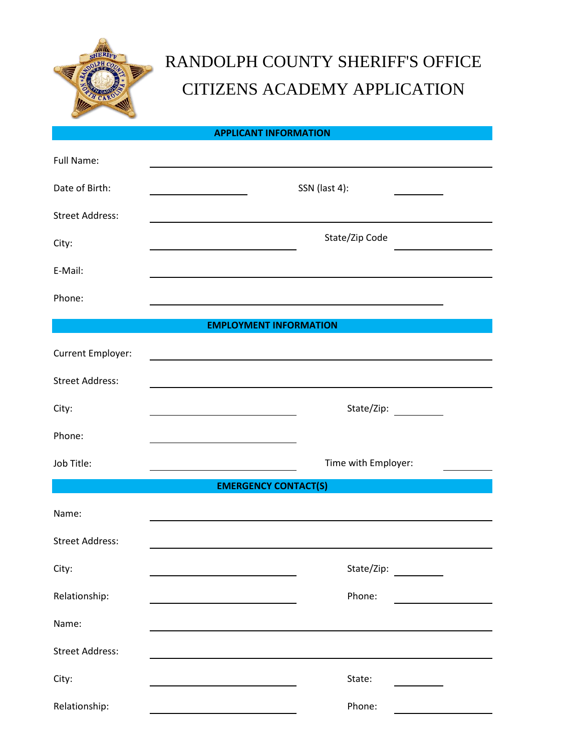# RANDOLPH COUNTY SHERIFF'S OFFICE
# CITIZENS ACADEMY APPLICATION

## APPLICANT INFORMATION

Full Name: ______________________________

Date of Birth: ______________ SSN (last 4): ________

Street Address: ______________________________

City: ______________ State/Zip Code ______________

E-Mail: ______________________________

Phone: ______________________________

## EMPLOYMENT INFORMATION

Current Employer: ______________________________

Street Address: ______________________________

City: ______________ State/Zip: ________

Phone: ______________

Job Title: ______________ Time with Employer: ________

## EMERGENCY CONTACT(S)

Name: ______________________________

Street Address: ______________________________

City: ______________ State/Zip: ________

Relationship: ______________ Phone: ______________

Name: ______________________________

Street Address: ______________________________

City: ______________ State: ________

Relationship: ______________ Phone: ______________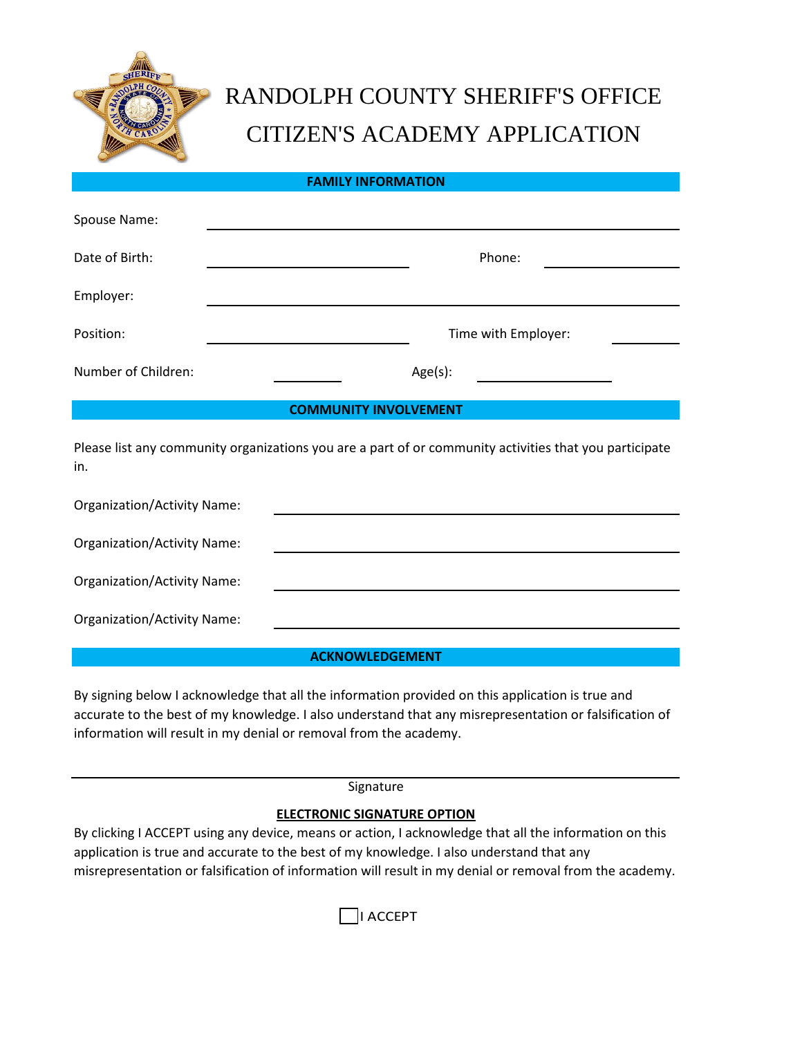# RANDOLPH COUNTY SHERIFF'S OFFICE
# CITIZEN'S ACADEMY APPLICATION

## FAMILY INFORMATION

Spouse Name: ______________________________

Date of Birth: ______________ Phone: ______________

Employer: ______________________________

Position: ______________ Time with Employer: ________

Number of Children: ________ Age(s): ______________

## COMMUNITY INVOLVEMENT

Please list any community organizations you are a part of or community activities that you participate in.

Organization/Activity Name: ______________________________

Organization/Activity Name: ______________________________

Organization/Activity Name: ______________________________

Organization/Activity Name: ______________________________

## ACKNOWLEDGEMENT

By signing below I acknowledge that all the information provided on this application is true and accurate to the best of my knowledge. I also understand that any misrepresentation or falsification of information will result in my denial or removal from the academy.

______________________________
Signature

**ELECTRONIC SIGNATURE OPTION**

By clicking I ACCEPT using any device, means or action, I acknowledge that all the information on this application is true and accurate to the best of my knowledge. I also understand that any misrepresentation or falsification of information will result in my denial or removal from the academy.

☐ I ACCEPT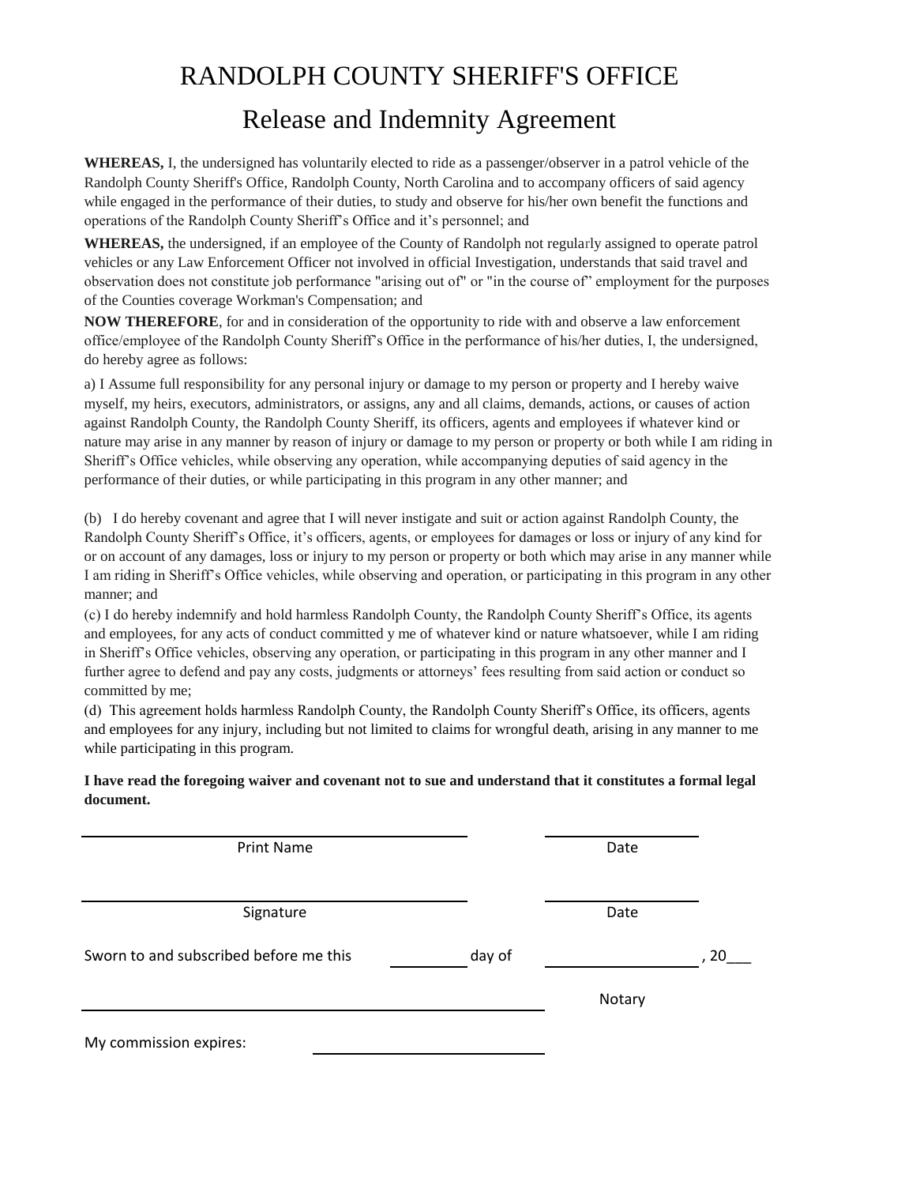# RANDOLPH COUNTY SHERIFF'S OFFICE

## Release and Indemnity Agreement

**WHEREAS,** I, the undersigned has voluntarily elected to ride as a passenger/observer in a patrol vehicle of the Randolph County Sheriff's Office, Randolph County, North Carolina and to accompany officers of said agency while engaged in the performance of their duties, to study and observe for his/her own benefit the functions and operations of the Randolph County Sheriff's Office and it's personnel; and

**WHEREAS,** the undersigned, if an employee of the County of Randolph not regularly assigned to operate patrol vehicles or any Law Enforcement Officer not involved in official Investigation, understands that said travel and observation does not constitute job performance "arising out of" or "in the course of" employment for the purposes of the Counties coverage Workman's Compensation; and

**NOW THEREFORE**, for and in consideration of the opportunity to ride with and observe a law enforcement office/employee of the Randolph County Sheriff's Office in the performance of his/her duties, I, the undersigned, do hereby agree as follows:

a) I Assume full responsibility for any personal injury or damage to my person or property and I hereby waive myself, my heirs, executors, administrators, or assigns, any and all claims, demands, actions, or causes of action against Randolph County, the Randolph County Sheriff, its officers, agents and employees if whatever kind or nature may arise in any manner by reason of injury or damage to my person or property or both while I am riding in Sheriff's Office vehicles, while observing any operation, while accompanying deputies of said agency in the performance of their duties, or while participating in this program in any other manner; and

(b) I do hereby covenant and agree that I will never instigate and suit or action against Randolph County, the Randolph County Sheriff's Office, it's officers, agents, or employees for damages or loss or injury of any kind for or on account of any damages, loss or injury to my person or property or both which may arise in any manner while I am riding in Sheriff's Office vehicles, while observing and operation, or participating in this program in any other manner; and

(c) I do hereby indemnify and hold harmless Randolph County, the Randolph County Sheriff's Office, its agents and employees, for any acts of conduct committed y me of whatever kind or nature whatsoever, while I am riding in Sheriff's Office vehicles, observing any operation, or participating in this program in any other manner and I further agree to defend and pay any costs, judgments or attorneys' fees resulting from said action or conduct so committed by me;

(d) This agreement holds harmless Randolph County, the Randolph County Sheriff's Office, its officers, agents and employees for any injury, including but not limited to claims for wrongful death, arising in any manner to me while participating in this program.

**I have read the foregoing waiver and covenant not to sue and understand that it constitutes a formal legal document.**

\_\_\_\_\_\_\_\_\_\_\_\_\_\_\_\_\_\_\_\_\_\_\_\_\_\_\_\_\_\_\_\_\_\_\_\_\_\_\_\_ \_\_\_\_\_\_\_\_\_\_\_\_\_\_\_\_\_\_\_\_

Print Name Date

\_\_\_\_\_\_\_\_\_\_\_\_\_\_\_\_\_\_\_\_\_\_\_\_\_\_\_\_\_\_\_\_\_\_\_\_\_\_\_\_ \_\_\_\_\_\_\_\_\_\_\_\_\_\_\_\_\_\_\_\_

Signature Date

Sworn to and subscribed before me this \_\_\_\_\_\_\_\_\_\_ day of \_\_\_\_\_\_\_\_\_\_\_\_\_\_\_\_\_\_\_\_, 20\_\_\_

\_\_\_\_\_\_\_\_\_\_\_\_\_\_\_\_\_\_\_\_\_\_\_\_\_\_\_\_\_\_\_\_\_\_\_\_\_\_\_\_\_\_\_\_\_\_\_\_ Notary

My commission expires: \_\_\_\_\_\_\_\_\_\_\_\_\_\_\_\_\_\_\_\_\_\_\_\_\_\_\_\_\_\_